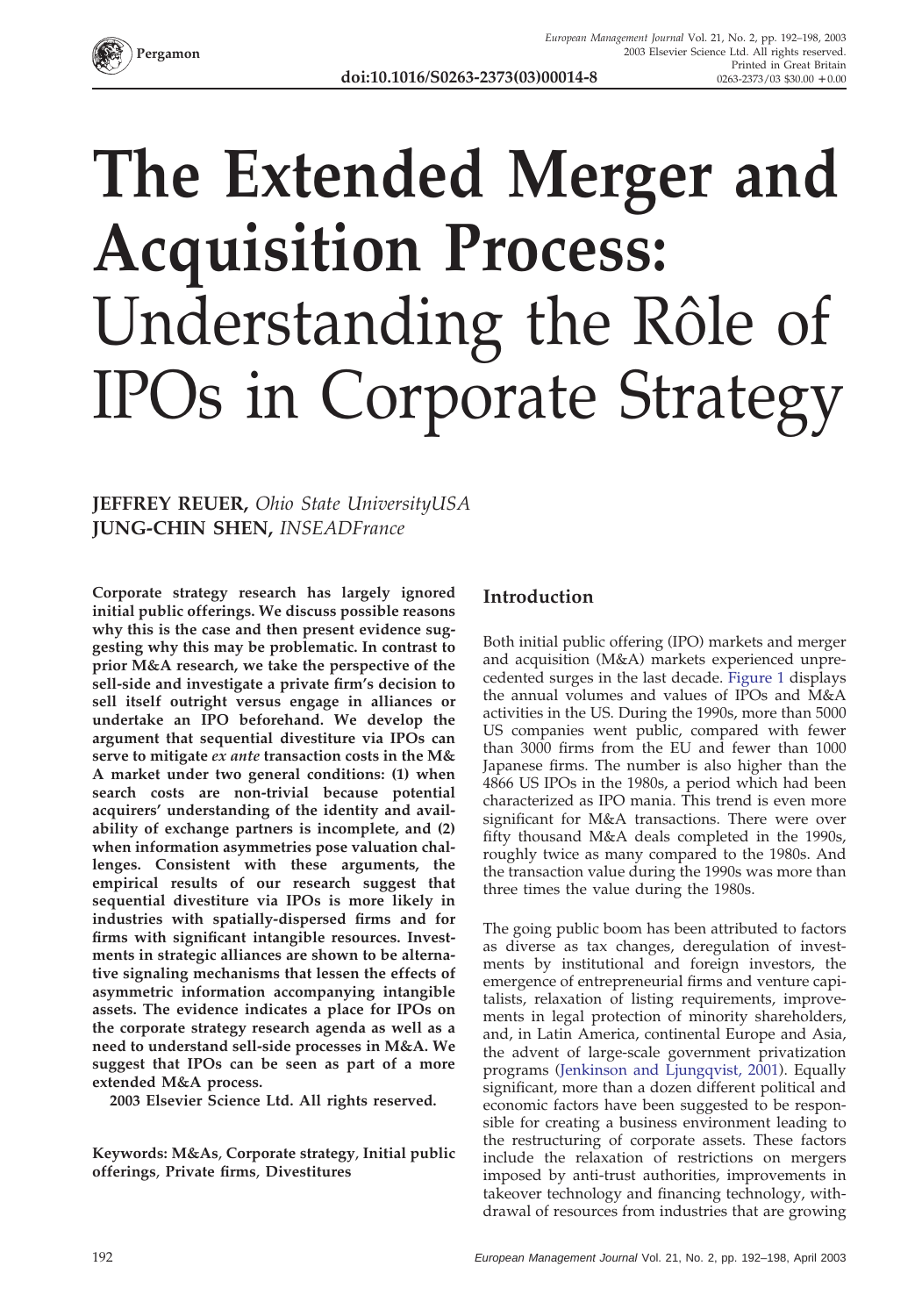# The Extended Merger and Acquisition Process: Understanding the Rôle of IPOs in Corporate Strategy

**JEFFREY REUER,** *Ohio State UniversityUSA*
**JUNG-CHIN SHEN,** *INSEADFrance*

**Corporate strategy research has largely ignored initial public offerings. We discuss possible reasons why this is the case and then present evidence suggesting why this may be problematic. In contrast to prior M&A research, we take the perspective of the sell-side and investigate a private firm's decision to sell itself outright versus engage in alliances or undertake an IPO beforehand. We develop the argument that sequential divestiture via IPOs can serve to mitigate *ex ante* transaction costs in the M&A market under two general conditions: (1) when search costs are non-trivial because potential acquirers' understanding of the identity and availability of exchange partners is incomplete, and (2) when information asymmetries pose valuation challenges. Consistent with these arguments, the empirical results of our research suggest that sequential divestiture via IPOs is more likely in industries with spatially-dispersed firms and for firms with significant intangible resources. Investments in strategic alliances are shown to be alternative signaling mechanisms that lessen the effects of asymmetric information accompanying intangible assets. The evidence indicates a place for IPOs on the corporate strategy research agenda as well as a need to understand sell-side processes in M&A. We suggest that IPOs can be seen as part of a more extended M&A process.**
**2003 Elsevier Science Ltd. All rights reserved.**

**Keywords: M&As, Corporate strategy, Initial public offerings, Private firms, Divestitures**

## Introduction

Both initial public offering (IPO) markets and merger and acquisition (M&A) markets experienced unprecedented surges in the last decade. Figure 1 displays the annual volumes and values of IPOs and M&A activities in the US. During the 1990s, more than 5000 US companies went public, compared with fewer than 3000 firms from the EU and fewer than 1000 Japanese firms. The number is also higher than the 4866 US IPOs in the 1980s, a period which had been characterized as IPO mania. This trend is even more significant for M&A transactions. There were over fifty thousand M&A deals completed in the 1990s, roughly twice as many compared to the 1980s. And the transaction value during the 1990s was more than three times the value during the 1980s.

The going public boom has been attributed to factors as diverse as tax changes, deregulation of investments by institutional and foreign investors, the emergence of entrepreneurial firms and venture capitalists, relaxation of listing requirements, improvements in legal protection of minority shareholders, and, in Latin America, continental Europe and Asia, the advent of large-scale government privatization programs (Jenkinson and Ljungqvist, 2001). Equally significant, more than a dozen different political and economic factors have been suggested to be responsible for creating a business environment leading to the restructuring of corporate assets. These factors include the relaxation of restrictions on mergers imposed by anti-trust authorities, improvements in takeover technology and financing technology, withdrawal of resources from industries that are growing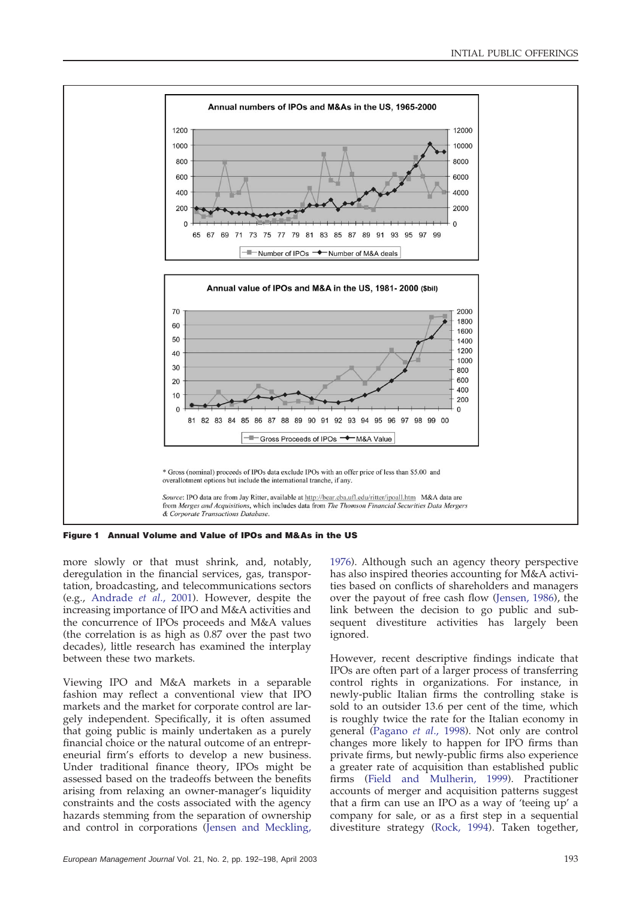**Annual numbers of IPOs and M&As in the US, 1965-2000**

**Annual value of IPOs and M&A in the US, 1981- 2000 ($bil)**

\* Gross (nominal) proceeds of IPOs data exclude IPOs with an offer price of less than $5.00 and overallotment options but include the international tranche, if any.

*Source*: IPO data are from Jay Ritter, available at http://bear.cba.ufl.edu/ritter/ipoall.htm M&A data are from *Merges and Acquisitions*, which includes data from *The Thomson Financial Securities Data Mergers & Corporate Transactions Database*.

**Figure 1 Annual Volume and Value of IPOs and M&As in the US**

more slowly or that must shrink, and, notably, deregulation in the financial services, gas, transportation, broadcasting, and telecommunications sectors (e.g., Andrade *et al.*, 2001). However, despite the increasing importance of IPO and M&A activities and the concurrence of IPOs proceeds and M&A values (the correlation is as high as 0.87 over the past two decades), little research has examined the interplay between these two markets.

Viewing IPO and M&A markets in a separable fashion may reflect a conventional view that IPO markets and the market for corporate control are largely independent. Specifically, it is often assumed that going public is mainly undertaken as a purely financial choice or the natural outcome of an entrepreneurial firm's efforts to develop a new business. Under traditional finance theory, IPOs might be assessed based on the tradeoffs between the benefits arising from relaxing an owner-manager's liquidity constraints and the costs associated with the agency hazards stemming from the separation of ownership and control in corporations (Jensen and Meckling, 1976). Although such an agency theory perspective has also inspired theories accounting for M&A activities based on conflicts of shareholders and managers over the payout of free cash flow (Jensen, 1986), the link between the decision to go public and subsequent divestiture activities has largely been ignored.

However, recent descriptive findings indicate that IPOs are often part of a larger process of transferring control rights in organizations. For instance, in newly-public Italian firms the controlling stake is sold to an outsider 13.6 per cent of the time, which is roughly twice the rate for the Italian economy in general (Pagano *et al.*, 1998). Not only are control changes more likely to happen for IPO firms than private firms, but newly-public firms also experience a greater rate of acquisition than established public firms (Field and Mulherin, 1999). Practitioner accounts of merger and acquisition patterns suggest that a firm can use an IPO as a way of 'teeing up' a company for sale, or as a first step in a sequential divestiture strategy (Rock, 1994). Taken together,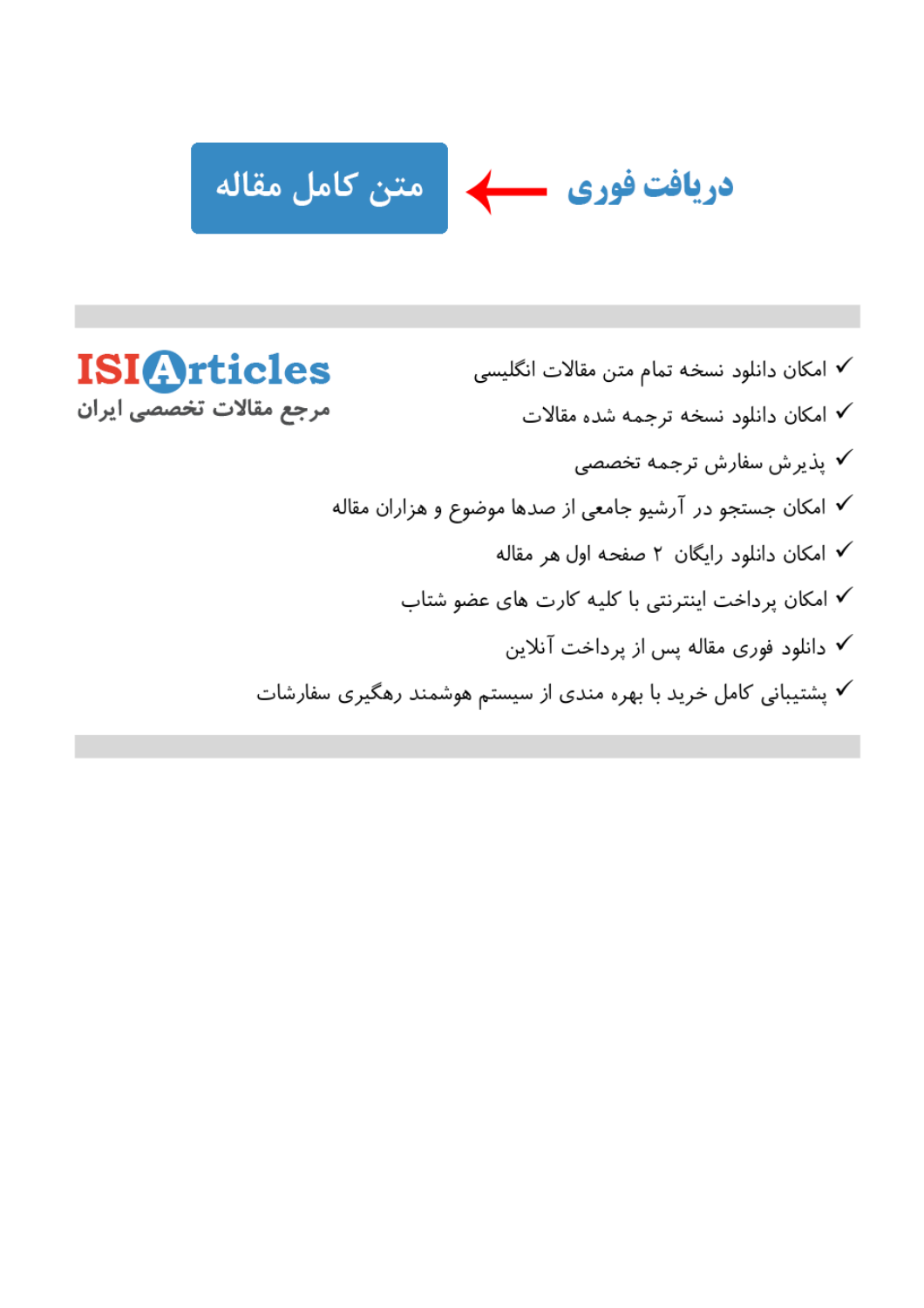دریافت فوری ← متن کامل مقاله

ISIArticles
مرجع مقالات تخصصی ایران

- ✓ امکان دانلود نسخه تمام متن مقالات انگلیسی
- ✓ امکان دانلود نسخه ترجمه شده مقالات
- ✓ پذیرش سفارش ترجمه تخصصی
- ✓ امکان جستجو در آرشیو جامعی از صدها موضوع و هزاران مقاله
- ✓ امکان دانلود رایگان ۲ صفحه اول هر مقاله
- ✓ امکان پرداخت اینترنتی با کلیه کارت های عضو شتاب
- ✓ دانلود فوری مقاله پس از پرداخت آنلاین
- ✓ پشتیبانی کامل خرید با بهره مندی از سیستم هوشمند رهگیری سفارشات